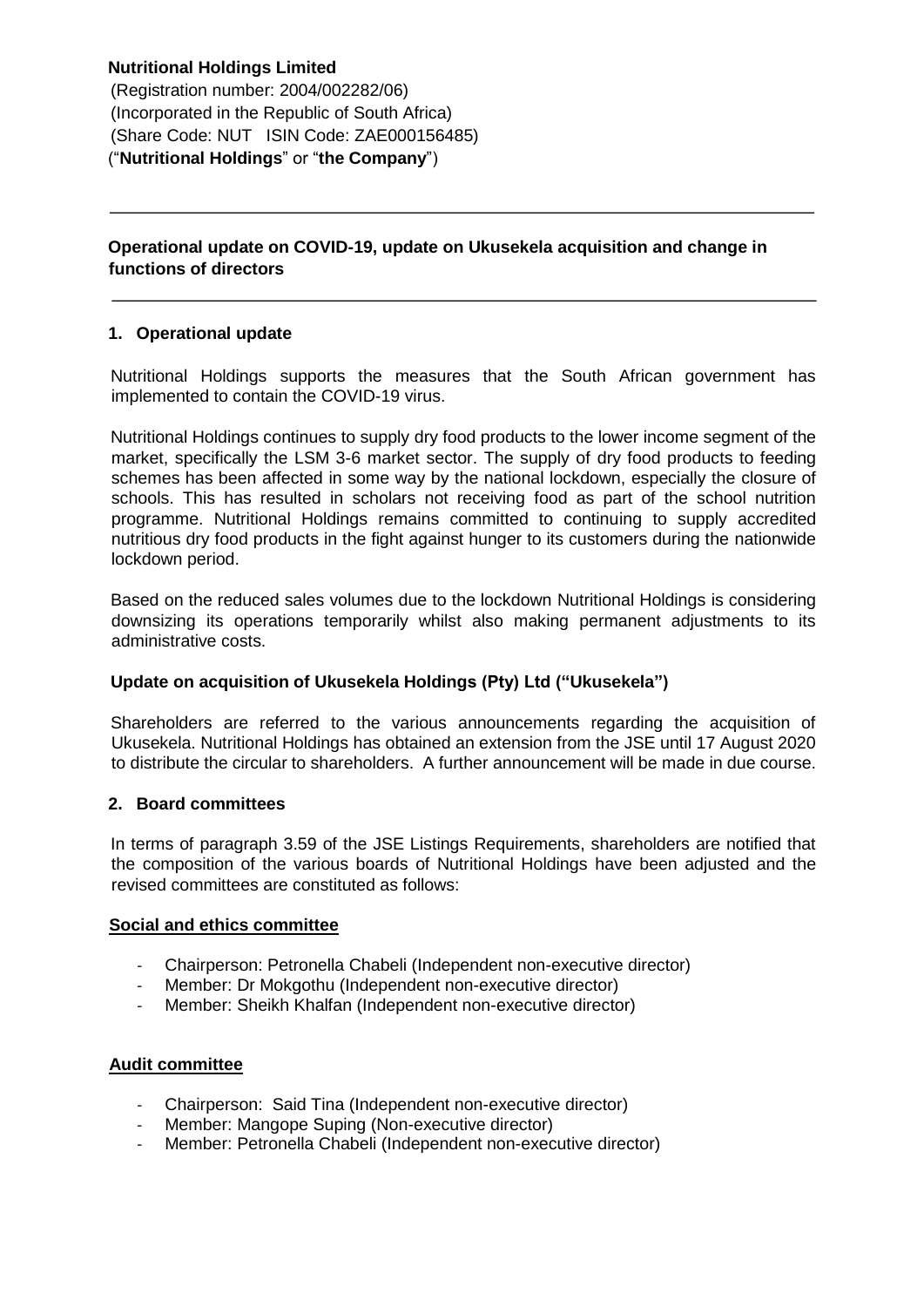**Nutritional Holdings Limited**
(Registration number: 2004/002282/06)
(Incorporated in the Republic of South Africa)
(Share Code: NUT ISIN Code: ZAE000156485)
("**Nutritional Holdings**" or "**the Company**")

---

## Operational update on COVID-19, update on Ukusekela acquisition and change in functions of directors

---

### 1. Operational update

Nutritional Holdings supports the measures that the South African government has implemented to contain the COVID-19 virus.

Nutritional Holdings continues to supply dry food products to the lower income segment of the market, specifically the LSM 3-6 market sector. The supply of dry food products to feeding schemes has been affected in some way by the national lockdown, especially the closure of schools. This has resulted in scholars not receiving food as part of the school nutrition programme. Nutritional Holdings remains committed to continuing to supply accredited nutritious dry food products in the fight against hunger to its customers during the nationwide lockdown period.

Based on the reduced sales volumes due to the lockdown Nutritional Holdings is considering downsizing its operations temporarily whilst also making permanent adjustments to its administrative costs.

### Update on acquisition of Ukusekela Holdings (Pty) Ltd ("Ukusekela")

Shareholders are referred to the various announcements regarding the acquisition of Ukusekela. Nutritional Holdings has obtained an extension from the JSE until 17 August 2020 to distribute the circular to shareholders. A further announcement will be made in due course.

### 2. Board committees

In terms of paragraph 3.59 of the JSE Listings Requirements, shareholders are notified that the composition of the various boards of Nutritional Holdings have been adjusted and the revised committees are constituted as follows:

**Social and ethics committee**

- Chairperson: Petronella Chabeli (Independent non-executive director)
- Member: Dr Mokgothu (Independent non-executive director)
- Member: Sheikh Khalfan (Independent non-executive director)

**Audit committee**

- Chairperson: Said Tina (Independent non-executive director)
- Member: Mangope Suping (Non-executive director)
- Member: Petronella Chabeli (Independent non-executive director)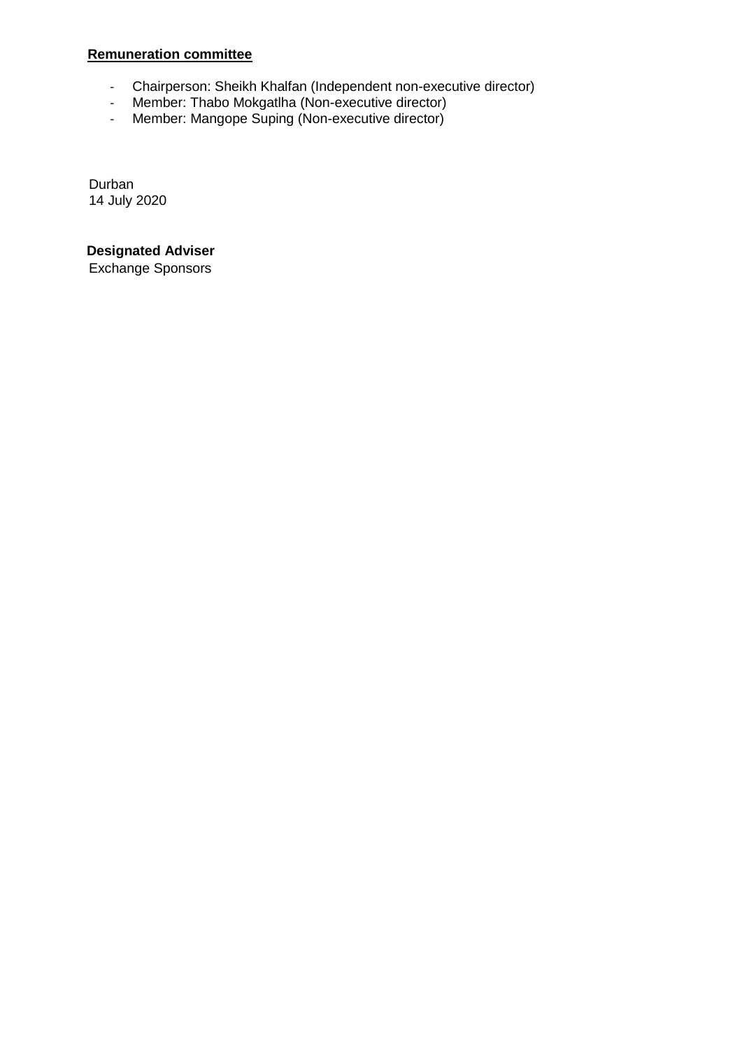**Remuneration committee**

- Chairperson: Sheikh Khalfan (Independent non-executive director)
- Member: Thabo Mokgatlha (Non-executive director)
- Member: Mangope Suping (Non-executive director)

Durban
14 July 2020

**Designated Adviser**
Exchange Sponsors